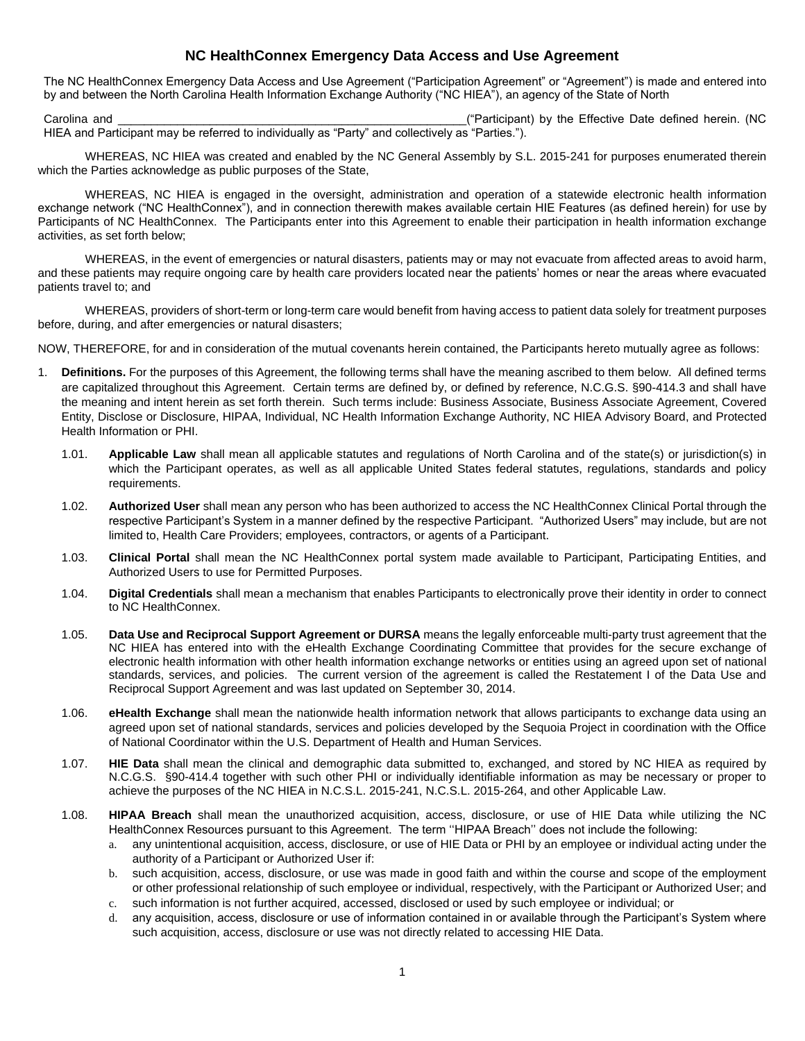# NC HealthConnex Emergency Data Access and Use Agreement

The NC HealthConnex Emergency Data Access and Use Agreement ("Participation Agreement" or "Agreement") is made and entered into by and between the North Carolina Health Information Exchange Authority ("NC HIEA"), an agency of the State of North

Carolina and \_\_\_\_\_\_\_\_\_\_\_\_\_\_\_\_\_\_\_\_\_\_\_\_\_\_\_\_\_\_\_\_\_\_\_\_\_\_\_\_\_\_\_\_\_\_\_\_\_\_\_\_("Participant) by the Effective Date defined herein. (NC HIEA and Participant may be referred to individually as "Party" and collectively as "Parties.").

WHEREAS, NC HIEA was created and enabled by the NC General Assembly by S.L. 2015-241 for purposes enumerated therein which the Parties acknowledge as public purposes of the State,

WHEREAS, NC HIEA is engaged in the oversight, administration and operation of a statewide electronic health information exchange network ("NC HealthConnex"), and in connection therewith makes available certain HIE Features (as defined herein) for use by Participants of NC HealthConnex. The Participants enter into this Agreement to enable their participation in health information exchange activities, as set forth below;

WHEREAS, in the event of emergencies or natural disasters, patients may or may not evacuate from affected areas to avoid harm, and these patients may require ongoing care by health care providers located near the patients' homes or near the areas where evacuated patients travel to; and

WHEREAS, providers of short-term or long-term care would benefit from having access to patient data solely for treatment purposes before, during, and after emergencies or natural disasters;

NOW, THEREFORE, for and in consideration of the mutual covenants herein contained, the Participants hereto mutually agree as follows:

1. **Definitions.** For the purposes of this Agreement, the following terms shall have the meaning ascribed to them below. All defined terms are capitalized throughout this Agreement. Certain terms are defined by, or defined by reference, N.C.G.S. §90-414.3 and shall have the meaning and intent herein as set forth therein. Such terms include: Business Associate, Business Associate Agreement, Covered Entity, Disclose or Disclosure, HIPAA, Individual, NC Health Information Exchange Authority, NC HIEA Advisory Board, and Protected Health Information or PHI.

   1.01. **Applicable Law** shall mean all applicable statutes and regulations of North Carolina and of the state(s) or jurisdiction(s) in which the Participant operates, as well as all applicable United States federal statutes, regulations, standards and policy requirements.

   1.02. **Authorized User** shall mean any person who has been authorized to access the NC HealthConnex Clinical Portal through the respective Participant's System in a manner defined by the respective Participant. "Authorized Users" may include, but are not limited to, Health Care Providers; employees, contractors, or agents of a Participant.

   1.03. **Clinical Portal** shall mean the NC HealthConnex portal system made available to Participant, Participating Entities, and Authorized Users to use for Permitted Purposes.

   1.04. **Digital Credentials** shall mean a mechanism that enables Participants to electronically prove their identity in order to connect to NC HealthConnex.

   1.05. **Data Use and Reciprocal Support Agreement or DURSA** means the legally enforceable multi-party trust agreement that the NC HIEA has entered into with the eHealth Exchange Coordinating Committee that provides for the secure exchange of electronic health information with other health information exchange networks or entities using an agreed upon set of national standards, services, and policies. The current version of the agreement is called the Restatement I of the Data Use and Reciprocal Support Agreement and was last updated on September 30, 2014.

   1.06. **eHealth Exchange** shall mean the nationwide health information network that allows participants to exchange data using an agreed upon set of national standards, services and policies developed by the Sequoia Project in coordination with the Office of National Coordinator within the U.S. Department of Health and Human Services.

   1.07. **HIE Data** shall mean the clinical and demographic data submitted to, exchanged, and stored by NC HIEA as required by N.C.G.S. §90-414.4 together with such other PHI or individually identifiable information as may be necessary or proper to achieve the purposes of the NC HIEA in N.C.S.L. 2015-241, N.C.S.L. 2015-264, and other Applicable Law.

   1.08. **HIPAA Breach** shall mean the unauthorized acquisition, access, disclosure, or use of HIE Data while utilizing the NC HealthConnex Resources pursuant to this Agreement. The term ''HIPAA Breach'' does not include the following:

      a. any unintentional acquisition, access, disclosure, or use of HIE Data or PHI by an employee or individual acting under the authority of a Participant or Authorized User if:
      b. such acquisition, access, disclosure, or use was made in good faith and within the course and scope of the employment or other professional relationship of such employee or individual, respectively, with the Participant or Authorized User; and
      c. such information is not further acquired, accessed, disclosed or used by such employee or individual; or
      d. any acquisition, access, disclosure or use of information contained in or available through the Participant's System where such acquisition, access, disclosure or use was not directly related to accessing HIE Data.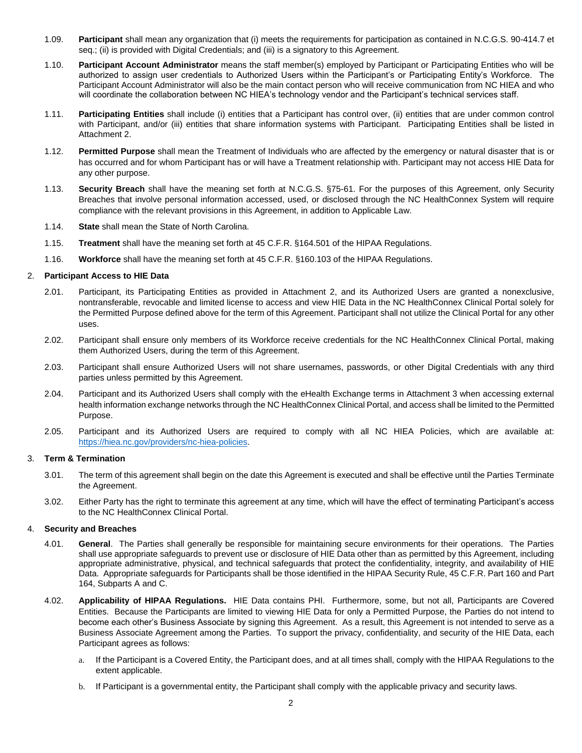1.09. **Participant** shall mean any organization that (i) meets the requirements for participation as contained in N.C.G.S. 90-414.7 et seq.; (ii) is provided with Digital Credentials; and (iii) is a signatory to this Agreement.

1.10. **Participant Account Administrator** means the staff member(s) employed by Participant or Participating Entities who will be authorized to assign user credentials to Authorized Users within the Participant's or Participating Entity's Workforce. The Participant Account Administrator will also be the main contact person who will receive communication from NC HIEA and who will coordinate the collaboration between NC HIEA's technology vendor and the Participant's technical services staff.

1.11. **Participating Entities** shall include (i) entities that a Participant has control over, (ii) entities that are under common control with Participant, and/or (iii) entities that share information systems with Participant. Participating Entities shall be listed in Attachment 2.

1.12. **Permitted Purpose** shall mean the Treatment of Individuals who are affected by the emergency or natural disaster that is or has occurred and for whom Participant has or will have a Treatment relationship with. Participant may not access HIE Data for any other purpose.

1.13. **Security Breach** shall have the meaning set forth at N.C.G.S. §75-61. For the purposes of this Agreement, only Security Breaches that involve personal information accessed, used, or disclosed through the NC HealthConnex System will require compliance with the relevant provisions in this Agreement, in addition to Applicable Law.

1.14. **State** shall mean the State of North Carolina.

1.15. **Treatment** shall have the meaning set forth at 45 C.F.R. §164.501 of the HIPAA Regulations.

1.16. **Workforce** shall have the meaning set forth at 45 C.F.R. §160.103 of the HIPAA Regulations.

## 2. Participant Access to HIE Data

2.01. Participant, its Participating Entities as provided in Attachment 2, and its Authorized Users are granted a nonexclusive, nontransferable, revocable and limited license to access and view HIE Data in the NC HealthConnex Clinical Portal solely for the Permitted Purpose defined above for the term of this Agreement. Participant shall not utilize the Clinical Portal for any other uses.

2.02. Participant shall ensure only members of its Workforce receive credentials for the NC HealthConnex Clinical Portal, making them Authorized Users, during the term of this Agreement.

2.03. Participant shall ensure Authorized Users will not share usernames, passwords, or other Digital Credentials with any third parties unless permitted by this Agreement.

2.04. Participant and its Authorized Users shall comply with the eHealth Exchange terms in Attachment 3 when accessing external health information exchange networks through the NC HealthConnex Clinical Portal, and access shall be limited to the Permitted Purpose.

2.05. Participant and its Authorized Users are required to comply with all NC HIEA Policies, which are available at: https://hiea.nc.gov/providers/nc-hiea-policies.

## 3. Term & Termination

3.01. The term of this agreement shall begin on the date this Agreement is executed and shall be effective until the Parties Terminate the Agreement.

3.02. Either Party has the right to terminate this agreement at any time, which will have the effect of terminating Participant's access to the NC HealthConnex Clinical Portal.

## 4. Security and Breaches

4.01. **General**. The Parties shall generally be responsible for maintaining secure environments for their operations. The Parties shall use appropriate safeguards to prevent use or disclosure of HIE Data other than as permitted by this Agreement, including appropriate administrative, physical, and technical safeguards that protect the confidentiality, integrity, and availability of HIE Data. Appropriate safeguards for Participants shall be those identified in the HIPAA Security Rule, 45 C.F.R. Part 160 and Part 164, Subparts A and C.

4.02. **Applicability of HIPAA Regulations.** HIE Data contains PHI. Furthermore, some, but not all, Participants are Covered Entities. Because the Participants are limited to viewing HIE Data for only a Permitted Purpose, the Parties do not intend to become each other's Business Associate by signing this Agreement. As a result, this Agreement is not intended to serve as a Business Associate Agreement among the Parties. To support the privacy, confidentiality, and security of the HIE Data, each Participant agrees as follows:

a. If the Participant is a Covered Entity, the Participant does, and at all times shall, comply with the HIPAA Regulations to the extent applicable.

b. If Participant is a governmental entity, the Participant shall comply with the applicable privacy and security laws.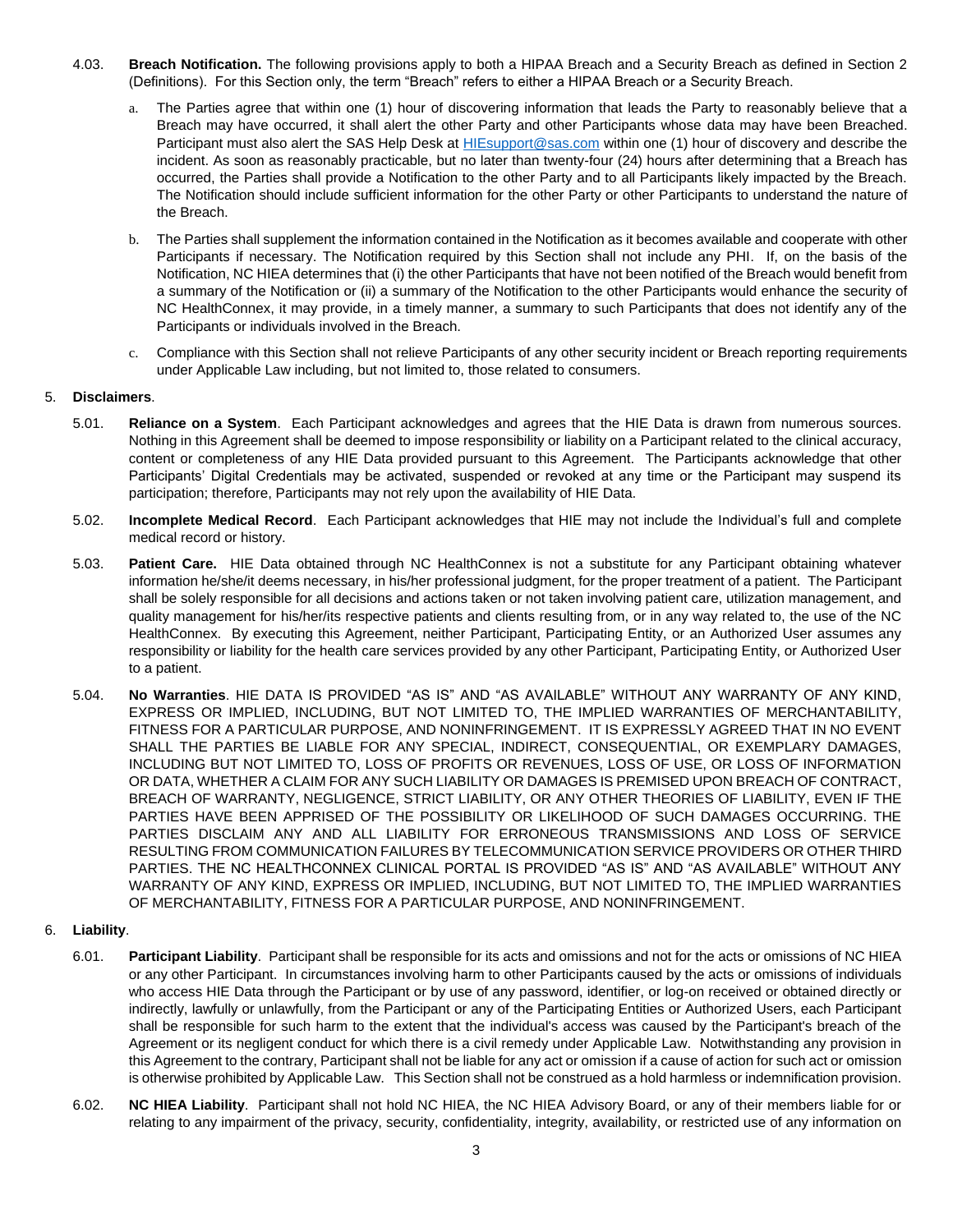4.03. **Breach Notification.** The following provisions apply to both a HIPAA Breach and a Security Breach as defined in Section 2 (Definitions). For this Section only, the term "Breach" refers to either a HIPAA Breach or a Security Breach.

a. The Parties agree that within one (1) hour of discovering information that leads the Party to reasonably believe that a Breach may have occurred, it shall alert the other Party and other Participants whose data may have been Breached. Participant must also alert the SAS Help Desk at HIEsupport@sas.com within one (1) hour of discovery and describe the incident. As soon as reasonably practicable, but no later than twenty-four (24) hours after determining that a Breach has occurred, the Parties shall provide a Notification to the other Party and to all Participants likely impacted by the Breach. The Notification should include sufficient information for the other Party or other Participants to understand the nature of the Breach.

b. The Parties shall supplement the information contained in the Notification as it becomes available and cooperate with other Participants if necessary. The Notification required by this Section shall not include any PHI. If, on the basis of the Notification, NC HIEA determines that (i) the other Participants that have not been notified of the Breach would benefit from a summary of the Notification or (ii) a summary of the Notification to the other Participants would enhance the security of NC HealthConnex, it may provide, in a timely manner, a summary to such Participants that does not identify any of the Participants or individuals involved in the Breach.

c. Compliance with this Section shall not relieve Participants of any other security incident or Breach reporting requirements under Applicable Law including, but not limited to, those related to consumers.

5. **Disclaimers**.

5.01. **Reliance on a System**. Each Participant acknowledges and agrees that the HIE Data is drawn from numerous sources. Nothing in this Agreement shall be deemed to impose responsibility or liability on a Participant related to the clinical accuracy, content or completeness of any HIE Data provided pursuant to this Agreement. The Participants acknowledge that other Participants' Digital Credentials may be activated, suspended or revoked at any time or the Participant may suspend its participation; therefore, Participants may not rely upon the availability of HIE Data.

5.02. **Incomplete Medical Record**. Each Participant acknowledges that HIE may not include the Individual's full and complete medical record or history.

5.03. **Patient Care.** HIE Data obtained through NC HealthConnex is not a substitute for any Participant obtaining whatever information he/she/it deems necessary, in his/her professional judgment, for the proper treatment of a patient. The Participant shall be solely responsible for all decisions and actions taken or not taken involving patient care, utilization management, and quality management for his/her/its respective patients and clients resulting from, or in any way related to, the use of the NC HealthConnex. By executing this Agreement, neither Participant, Participating Entity, or an Authorized User assumes any responsibility or liability for the health care services provided by any other Participant, Participating Entity, or Authorized User to a patient.

5.04. **No Warranties**. HIE DATA IS PROVIDED "AS IS" AND "AS AVAILABLE" WITHOUT ANY WARRANTY OF ANY KIND, EXPRESS OR IMPLIED, INCLUDING, BUT NOT LIMITED TO, THE IMPLIED WARRANTIES OF MERCHANTABILITY, FITNESS FOR A PARTICULAR PURPOSE, AND NONINFRINGEMENT. IT IS EXPRESSLY AGREED THAT IN NO EVENT SHALL THE PARTIES BE LIABLE FOR ANY SPECIAL, INDIRECT, CONSEQUENTIAL, OR EXEMPLARY DAMAGES, INCLUDING BUT NOT LIMITED TO, LOSS OF PROFITS OR REVENUES, LOSS OF USE, OR LOSS OF INFORMATION OR DATA, WHETHER A CLAIM FOR ANY SUCH LIABILITY OR DAMAGES IS PREMISED UPON BREACH OF CONTRACT, BREACH OF WARRANTY, NEGLIGENCE, STRICT LIABILITY, OR ANY OTHER THEORIES OF LIABILITY, EVEN IF THE PARTIES HAVE BEEN APPRISED OF THE POSSIBILITY OR LIKELIHOOD OF SUCH DAMAGES OCCURRING. THE PARTIES DISCLAIM ANY AND ALL LIABILITY FOR ERRONEOUS TRANSMISSIONS AND LOSS OF SERVICE RESULTING FROM COMMUNICATION FAILURES BY TELECOMMUNICATION SERVICE PROVIDERS OR OTHER THIRD PARTIES. THE NC HEALTHCONNEX CLINICAL PORTAL IS PROVIDED "AS IS" AND "AS AVAILABLE" WITHOUT ANY WARRANTY OF ANY KIND, EXPRESS OR IMPLIED, INCLUDING, BUT NOT LIMITED TO, THE IMPLIED WARRANTIES OF MERCHANTABILITY, FITNESS FOR A PARTICULAR PURPOSE, AND NONINFRINGEMENT.

6. **Liability**.

6.01. **Participant Liability**. Participant shall be responsible for its acts and omissions and not for the acts or omissions of NC HIEA or any other Participant. In circumstances involving harm to other Participants caused by the acts or omissions of individuals who access HIE Data through the Participant or by use of any password, identifier, or log-on received or obtained directly or indirectly, lawfully or unlawfully, from the Participant or any of the Participating Entities or Authorized Users, each Participant shall be responsible for such harm to the extent that the individual's access was caused by the Participant's breach of the Agreement or its negligent conduct for which there is a civil remedy under Applicable Law. Notwithstanding any provision in this Agreement to the contrary, Participant shall not be liable for any act or omission if a cause of action for such act or omission is otherwise prohibited by Applicable Law. This Section shall not be construed as a hold harmless or indemnification provision.

6.02. **NC HIEA Liability**. Participant shall not hold NC HIEA, the NC HIEA Advisory Board, or any of their members liable for or relating to any impairment of the privacy, security, confidentiality, integrity, availability, or restricted use of any information on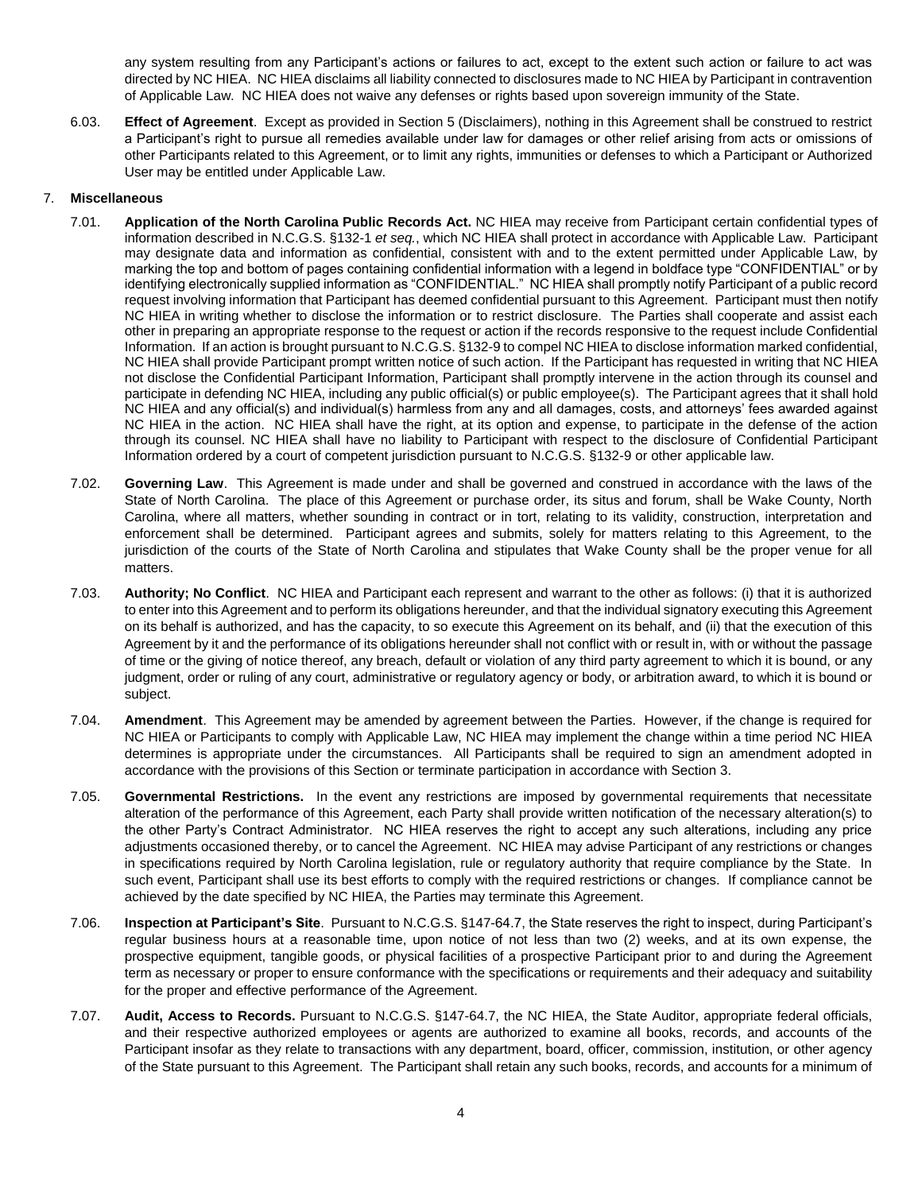any system resulting from any Participant's actions or failures to act, except to the extent such action or failure to act was directed by NC HIEA. NC HIEA disclaims all liability connected to disclosures made to NC HIEA by Participant in contravention of Applicable Law. NC HIEA does not waive any defenses or rights based upon sovereign immunity of the State.

6.03. **Effect of Agreement**. Except as provided in Section 5 (Disclaimers), nothing in this Agreement shall be construed to restrict a Participant's right to pursue all remedies available under law for damages or other relief arising from acts or omissions of other Participants related to this Agreement, or to limit any rights, immunities or defenses to which a Participant or Authorized User may be entitled under Applicable Law.

7. **Miscellaneous**

7.01. **Application of the North Carolina Public Records Act.** NC HIEA may receive from Participant certain confidential types of information described in N.C.G.S. §132-1 *et seq.*, which NC HIEA shall protect in accordance with Applicable Law. Participant may designate data and information as confidential, consistent with and to the extent permitted under Applicable Law, by marking the top and bottom of pages containing confidential information with a legend in boldface type "CONFIDENTIAL" or by identifying electronically supplied information as "CONFIDENTIAL." NC HIEA shall promptly notify Participant of a public record request involving information that Participant has deemed confidential pursuant to this Agreement. Participant must then notify NC HIEA in writing whether to disclose the information or to restrict disclosure. The Parties shall cooperate and assist each other in preparing an appropriate response to the request or action if the records responsive to the request include Confidential Information. If an action is brought pursuant to N.C.G.S. §132-9 to compel NC HIEA to disclose information marked confidential, NC HIEA shall provide Participant prompt written notice of such action. If the Participant has requested in writing that NC HIEA not disclose the Confidential Participant Information, Participant shall promptly intervene in the action through its counsel and participate in defending NC HIEA, including any public official(s) or public employee(s). The Participant agrees that it shall hold NC HIEA and any official(s) and individual(s) harmless from any and all damages, costs, and attorneys' fees awarded against NC HIEA in the action. NC HIEA shall have the right, at its option and expense, to participate in the defense of the action through its counsel. NC HIEA shall have no liability to Participant with respect to the disclosure of Confidential Participant Information ordered by a court of competent jurisdiction pursuant to N.C.G.S. §132-9 or other applicable law.

7.02. **Governing Law**. This Agreement is made under and shall be governed and construed in accordance with the laws of the State of North Carolina. The place of this Agreement or purchase order, its situs and forum, shall be Wake County, North Carolina, where all matters, whether sounding in contract or in tort, relating to its validity, construction, interpretation and enforcement shall be determined. Participant agrees and submits, solely for matters relating to this Agreement, to the jurisdiction of the courts of the State of North Carolina and stipulates that Wake County shall be the proper venue for all matters.

7.03. **Authority; No Conflict**. NC HIEA and Participant each represent and warrant to the other as follows: (i) that it is authorized to enter into this Agreement and to perform its obligations hereunder, and that the individual signatory executing this Agreement on its behalf is authorized, and has the capacity, to so execute this Agreement on its behalf, and (ii) that the execution of this Agreement by it and the performance of its obligations hereunder shall not conflict with or result in, with or without the passage of time or the giving of notice thereof, any breach, default or violation of any third party agreement to which it is bound, or any judgment, order or ruling of any court, administrative or regulatory agency or body, or arbitration award, to which it is bound or subject.

7.04. **Amendment**. This Agreement may be amended by agreement between the Parties. However, if the change is required for NC HIEA or Participants to comply with Applicable Law, NC HIEA may implement the change within a time period NC HIEA determines is appropriate under the circumstances. All Participants shall be required to sign an amendment adopted in accordance with the provisions of this Section or terminate participation in accordance with Section 3.

7.05. **Governmental Restrictions.** In the event any restrictions are imposed by governmental requirements that necessitate alteration of the performance of this Agreement, each Party shall provide written notification of the necessary alteration(s) to the other Party's Contract Administrator. NC HIEA reserves the right to accept any such alterations, including any price adjustments occasioned thereby, or to cancel the Agreement. NC HIEA may advise Participant of any restrictions or changes in specifications required by North Carolina legislation, rule or regulatory authority that require compliance by the State. In such event, Participant shall use its best efforts to comply with the required restrictions or changes. If compliance cannot be achieved by the date specified by NC HIEA, the Parties may terminate this Agreement.

7.06. **Inspection at Participant's Site**. Pursuant to N.C.G.S. §147-64.7, the State reserves the right to inspect, during Participant's regular business hours at a reasonable time, upon notice of not less than two (2) weeks, and at its own expense, the prospective equipment, tangible goods, or physical facilities of a prospective Participant prior to and during the Agreement term as necessary or proper to ensure conformance with the specifications or requirements and their adequacy and suitability for the proper and effective performance of the Agreement.

7.07. **Audit, Access to Records.** Pursuant to N.C.G.S. §147-64.7, the NC HIEA, the State Auditor, appropriate federal officials, and their respective authorized employees or agents are authorized to examine all books, records, and accounts of the Participant insofar as they relate to transactions with any department, board, officer, commission, institution, or other agency of the State pursuant to this Agreement. The Participant shall retain any such books, records, and accounts for a minimum of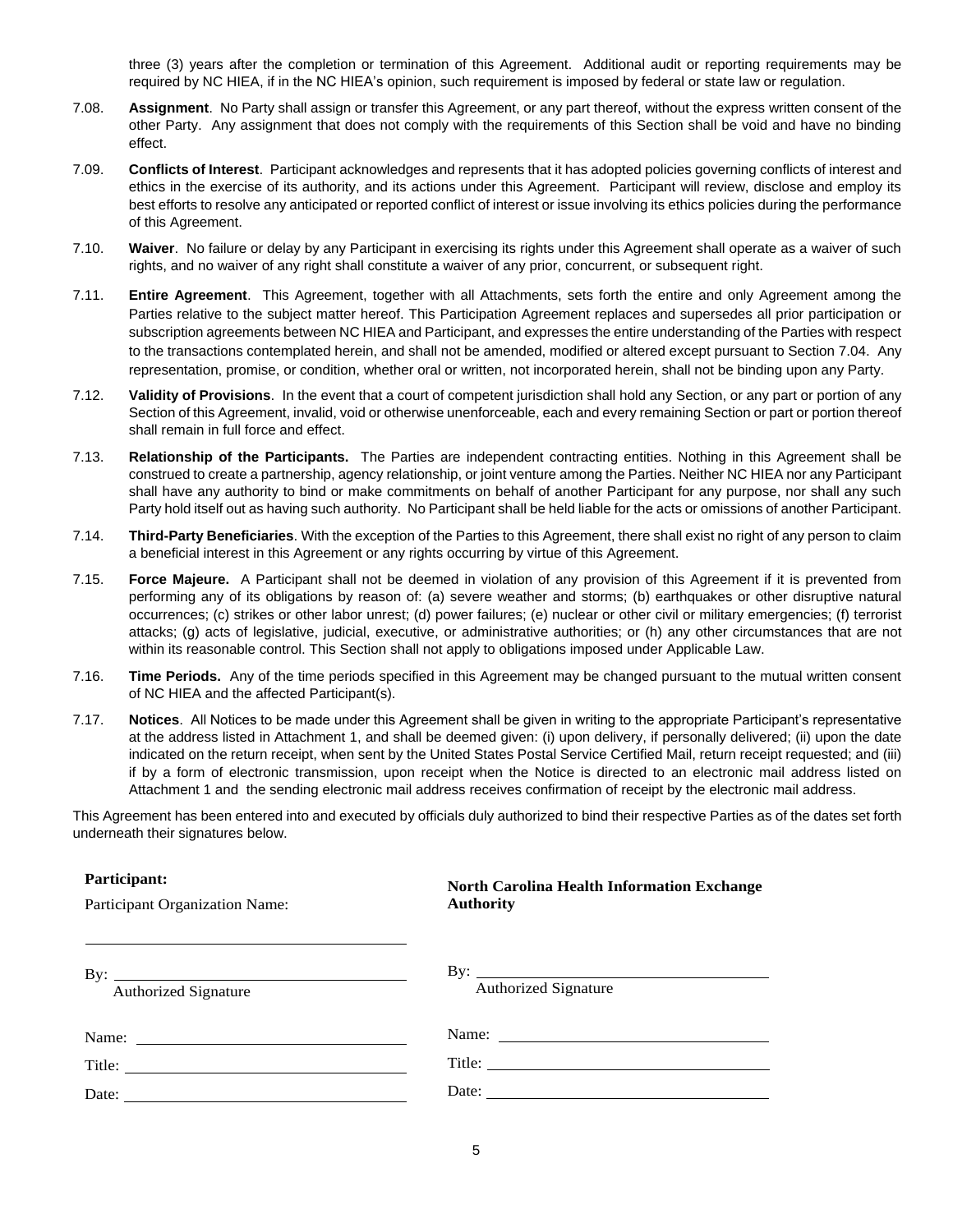three (3) years after the completion or termination of this Agreement. Additional audit or reporting requirements may be required by NC HIEA, if in the NC HIEA's opinion, such requirement is imposed by federal or state law or regulation.

7.08. **Assignment**. No Party shall assign or transfer this Agreement, or any part thereof, without the express written consent of the other Party. Any assignment that does not comply with the requirements of this Section shall be void and have no binding effect.

7.09. **Conflicts of Interest**. Participant acknowledges and represents that it has adopted policies governing conflicts of interest and ethics in the exercise of its authority, and its actions under this Agreement. Participant will review, disclose and employ its best efforts to resolve any anticipated or reported conflict of interest or issue involving its ethics policies during the performance of this Agreement.

7.10. **Waiver**. No failure or delay by any Participant in exercising its rights under this Agreement shall operate as a waiver of such rights, and no waiver of any right shall constitute a waiver of any prior, concurrent, or subsequent right.

7.11. **Entire Agreement**. This Agreement, together with all Attachments, sets forth the entire and only Agreement among the Parties relative to the subject matter hereof. This Participation Agreement replaces and supersedes all prior participation or subscription agreements between NC HIEA and Participant, and expresses the entire understanding of the Parties with respect to the transactions contemplated herein, and shall not be amended, modified or altered except pursuant to Section 7.04. Any representation, promise, or condition, whether oral or written, not incorporated herein, shall not be binding upon any Party.

7.12. **Validity of Provisions**. In the event that a court of competent jurisdiction shall hold any Section, or any part or portion of any Section of this Agreement, invalid, void or otherwise unenforceable, each and every remaining Section or part or portion thereof shall remain in full force and effect.

7.13. **Relationship of the Participants.** The Parties are independent contracting entities. Nothing in this Agreement shall be construed to create a partnership, agency relationship, or joint venture among the Parties. Neither NC HIEA nor any Participant shall have any authority to bind or make commitments on behalf of another Participant for any purpose, nor shall any such Party hold itself out as having such authority. No Participant shall be held liable for the acts or omissions of another Participant.

7.14. **Third-Party Beneficiaries**. With the exception of the Parties to this Agreement, there shall exist no right of any person to claim a beneficial interest in this Agreement or any rights occurring by virtue of this Agreement.

7.15. **Force Majeure.** A Participant shall not be deemed in violation of any provision of this Agreement if it is prevented from performing any of its obligations by reason of: (a) severe weather and storms; (b) earthquakes or other disruptive natural occurrences; (c) strikes or other labor unrest; (d) power failures; (e) nuclear or other civil or military emergencies; (f) terrorist attacks; (g) acts of legislative, judicial, executive, or administrative authorities; or (h) any other circumstances that are not within its reasonable control. This Section shall not apply to obligations imposed under Applicable Law.

7.16. **Time Periods.** Any of the time periods specified in this Agreement may be changed pursuant to the mutual written consent of NC HIEA and the affected Participant(s).

7.17. **Notices**. All Notices to be made under this Agreement shall be given in writing to the appropriate Participant's representative at the address listed in Attachment 1, and shall be deemed given: (i) upon delivery, if personally delivered; (ii) upon the date indicated on the return receipt, when sent by the United States Postal Service Certified Mail, return receipt requested; and (iii) if by a form of electronic transmission, upon receipt when the Notice is directed to an electronic mail address listed on Attachment 1 and the sending electronic mail address receives confirmation of receipt by the electronic mail address.

This Agreement has been entered into and executed by officials duly authorized to bind their respective Parties as of the dates set forth underneath their signatures below.

**Participant:**

Participant Organization Name:

\_\_\_\_\_\_\_\_\_\_\_\_\_\_\_\_\_\_\_\_\_\_\_\_\_\_\_\_\_\_\_\_\_\_\_\_

By: \_\_\_\_\_\_\_\_\_\_\_\_\_\_\_\_\_\_\_\_\_\_\_\_\_\_\_\_\_\_\_\_
Authorized Signature

Name: \_\_\_\_\_\_\_\_\_\_\_\_\_\_\_\_\_\_\_\_\_\_\_\_\_\_\_\_\_\_

Title: \_\_\_\_\_\_\_\_\_\_\_\_\_\_\_\_\_\_\_\_\_\_\_\_\_\_\_\_\_\_

Date: \_\_\_\_\_\_\_\_\_\_\_\_\_\_\_\_\_\_\_\_\_\_\_\_\_\_\_\_\_\_

**North Carolina Health Information Exchange Authority**

By: \_\_\_\_\_\_\_\_\_\_\_\_\_\_\_\_\_\_\_\_\_\_\_\_\_\_\_\_\_\_\_\_
Authorized Signature

Name: \_\_\_\_\_\_\_\_\_\_\_\_\_\_\_\_\_\_\_\_\_\_\_\_\_\_\_\_\_\_

Title: \_\_\_\_\_\_\_\_\_\_\_\_\_\_\_\_\_\_\_\_\_\_\_\_\_\_\_\_\_\_

Date: \_\_\_\_\_\_\_\_\_\_\_\_\_\_\_\_\_\_\_\_\_\_\_\_\_\_\_\_\_\_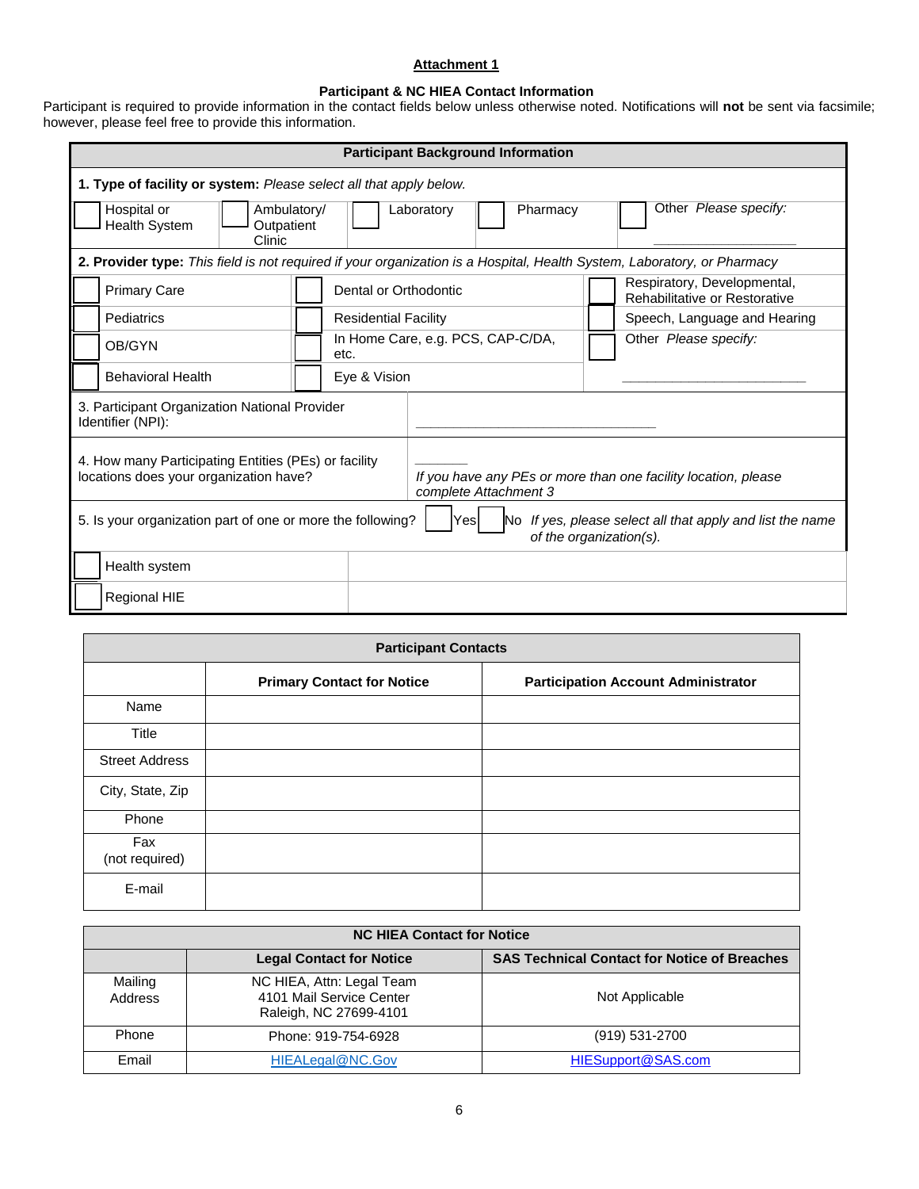**Attachment 1**

**Participant & NC HIEA Contact Information**

Participant is required to provide information in the contact fields below unless otherwise noted. Notifications will **not** be sent via facsimile; however, please feel free to provide this information.

| **Participant Background Information** | | | | |
|---|---|---|---|---|
| **1. Type of facility or system:** *Please select all that apply below.* | | | | |
| ☐ Hospital or Health System | ☐ Ambulatory/ Outpatient Clinic | ☐ Laboratory | ☐ Pharmacy | ☐ Other *Please specify:* ____________ |

| **2. Provider type:** *This field is not required if your organization is a Hospital, Health System, Laboratory, or Pharmacy* | | |
|---|---|---|
| ☐ Primary Care | ☐ Dental or Orthodontic | ☐ Respiratory, Developmental, Rehabilitative or Restorative |
| ☐ Pediatrics | ☐ Residential Facility | ☐ Speech, Language and Hearing |
| ☐ OB/GYN | ☐ In Home Care, e.g. PCS, CAP-C/DA, etc. | ☐ Other *Please specify:* |
| ☐ Behavioral Health | ☐ Eye & Vision | ____________________ |

| | |
|---|---|
| 3. Participant Organization National Provider Identifier (NPI): | ______________________________ |
| 4. How many Participating Entities (PEs) or facility locations does your organization have? | _______ *If you have any PEs or more than one facility location, please complete Attachment 3* |
| 5. Is your organization part of one or more the following? ☐ Yes ☐ No | *If yes, please select all that apply and list the name of the organization(s).* |
| ☐ Health system | |
| ☐ Regional HIE | |

| **Participant Contacts** | | |
|---|---|---|
| | **Primary Contact for Notice** | **Participation Account Administrator** |
| Name | | |
| Title | | |
| Street Address | | |
| City, State, Zip | | |
| Phone | | |
| Fax (not required) | | |
| E-mail | | |

| **NC HIEA Contact for Notice** | | |
|---|---|---|
| | **Legal Contact for Notice** | **SAS Technical Contact for Notice of Breaches** |
| Mailing Address | NC HIEA, Attn: Legal Team<br>4101 Mail Service Center<br>Raleigh, NC 27699-4101 | Not Applicable |
| Phone | Phone: 919-754-6928 | (919) 531-2700 |
| Email | HIEALegal@NC.Gov | HIESupport@SAS.com |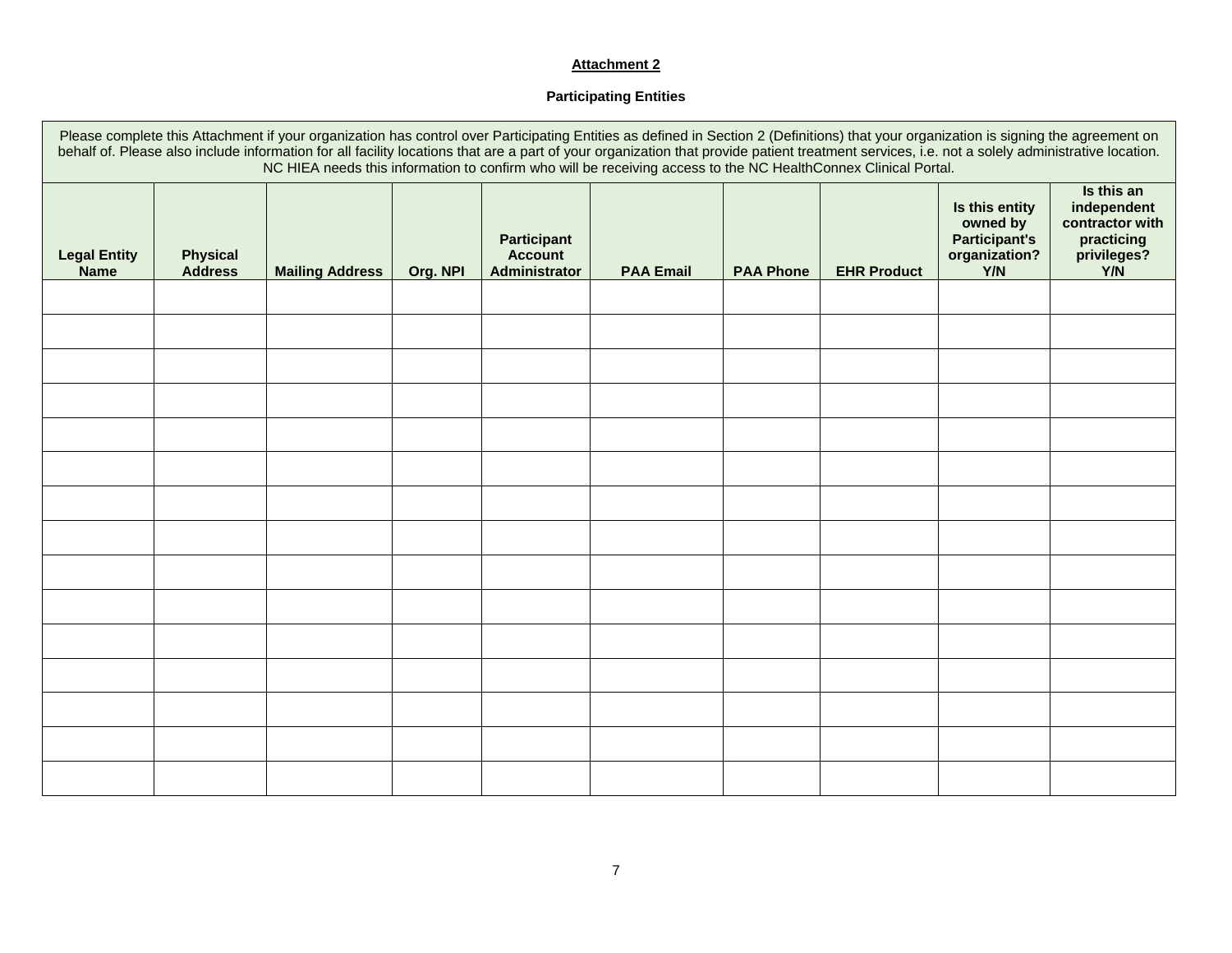**Attachment 2**

**Participating Entities**

Please complete this Attachment if your organization has control over Participating Entities as defined in Section 2 (Definitions) that your organization is signing the agreement on behalf of. Please also include information for all facility locations that are a part of your organization that provide patient treatment services, i.e. not a solely administrative location. NC HIEA needs this information to confirm who will be receiving access to the NC HealthConnex Clinical Portal.

| Legal Entity Name | Physical Address | Mailing Address | Org. NPI | Participant Account Administrator | PAA Email | PAA Phone | EHR Product | Is this entity owned by Participant's organization? Y/N | Is this an independent contractor with practicing privileges? Y/N |
|---|---|---|---|---|---|---|---|---|---|
| | | | | | | | | | |
| | | | | | | | | | |
| | | | | | | | | | |
| | | | | | | | | | |
| | | | | | | | | | |
| | | | | | | | | | |
| | | | | | | | | | |
| | | | | | | | | | |
| | | | | | | | | | |
| | | | | | | | | | |
| | | | | | | | | | |
| | | | | | | | | | |
| | | | | | | | | | |
| | | | | | | | | | |
| | | | | | | | | | |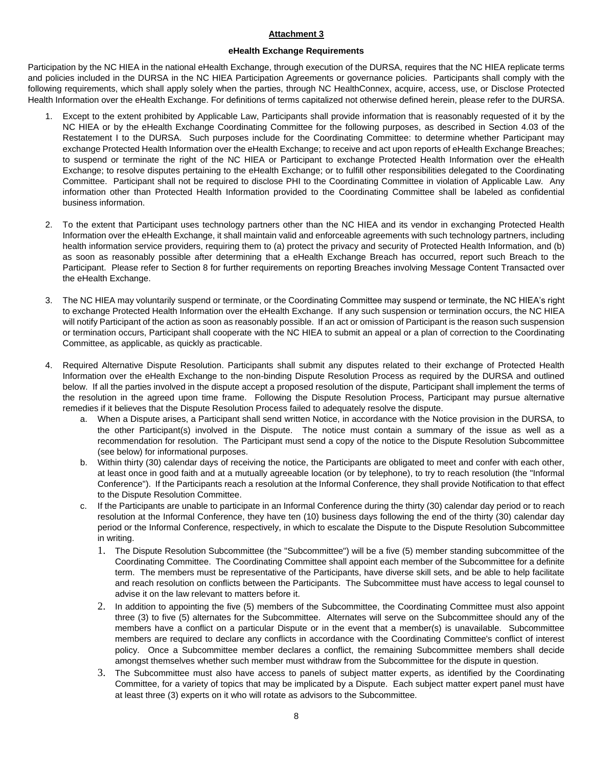**Attachment 3**

**eHealth Exchange Requirements**

Participation by the NC HIEA in the national eHealth Exchange, through execution of the DURSA, requires that the NC HIEA replicate terms and policies included in the DURSA in the NC HIEA Participation Agreements or governance policies. Participants shall comply with the following requirements, which shall apply solely when the parties, through NC HealthConnex, acquire, access, use, or Disclose Protected Health Information over the eHealth Exchange. For definitions of terms capitalized not otherwise defined herein, please refer to the DURSA.

1. Except to the extent prohibited by Applicable Law, Participants shall provide information that is reasonably requested of it by the NC HIEA or by the eHealth Exchange Coordinating Committee for the following purposes, as described in Section 4.03 of the Restatement I to the DURSA. Such purposes include for the Coordinating Committee: to determine whether Participant may exchange Protected Health Information over the eHealth Exchange; to receive and act upon reports of eHealth Exchange Breaches; to suspend or terminate the right of the NC HIEA or Participant to exchange Protected Health Information over the eHealth Exchange; to resolve disputes pertaining to the eHealth Exchange; or to fulfill other responsibilities delegated to the Coordinating Committee. Participant shall not be required to disclose PHI to the Coordinating Committee in violation of Applicable Law. Any information other than Protected Health Information provided to the Coordinating Committee shall be labeled as confidential business information.

2. To the extent that Participant uses technology partners other than the NC HIEA and its vendor in exchanging Protected Health Information over the eHealth Exchange, it shall maintain valid and enforceable agreements with such technology partners, including health information service providers, requiring them to (a) protect the privacy and security of Protected Health Information, and (b) as soon as reasonably possible after determining that a eHealth Exchange Breach has occurred, report such Breach to the Participant. Please refer to Section 8 for further requirements on reporting Breaches involving Message Content Transacted over the eHealth Exchange.

3. The NC HIEA may voluntarily suspend or terminate, or the Coordinating Committee may suspend or terminate, the NC HIEA's right to exchange Protected Health Information over the eHealth Exchange. If any such suspension or termination occurs, the NC HIEA will notify Participant of the action as soon as reasonably possible. If an act or omission of Participant is the reason such suspension or termination occurs, Participant shall cooperate with the NC HIEA to submit an appeal or a plan of correction to the Coordinating Committee, as applicable, as quickly as practicable.

4. Required Alternative Dispute Resolution. Participants shall submit any disputes related to their exchange of Protected Health Information over the eHealth Exchange to the non-binding Dispute Resolution Process as required by the DURSA and outlined below. If all the parties involved in the dispute accept a proposed resolution of the dispute, Participant shall implement the terms of the resolution in the agreed upon time frame. Following the Dispute Resolution Process, Participant may pursue alternative remedies if it believes that the Dispute Resolution Process failed to adequately resolve the dispute.
   a. When a Dispute arises, a Participant shall send written Notice, in accordance with the Notice provision in the DURSA, to the other Participant(s) involved in the Dispute. The notice must contain a summary of the issue as well as a recommendation for resolution. The Participant must send a copy of the notice to the Dispute Resolution Subcommittee (see below) for informational purposes.
   b. Within thirty (30) calendar days of receiving the notice, the Participants are obligated to meet and confer with each other, at least once in good faith and at a mutually agreeable location (or by telephone), to try to reach resolution (the "Informal Conference"). If the Participants reach a resolution at the Informal Conference, they shall provide Notification to that effect to the Dispute Resolution Committee.
   c. If the Participants are unable to participate in an Informal Conference during the thirty (30) calendar day period or to reach resolution at the Informal Conference, they have ten (10) business days following the end of the thirty (30) calendar day period or the Informal Conference, respectively, in which to escalate the Dispute to the Dispute Resolution Subcommittee in writing.
      1. The Dispute Resolution Subcommittee (the "Subcommittee") will be a five (5) member standing subcommittee of the Coordinating Committee. The Coordinating Committee shall appoint each member of the Subcommittee for a definite term. The members must be representative of the Participants, have diverse skill sets, and be able to help facilitate and reach resolution on conflicts between the Participants. The Subcommittee must have access to legal counsel to advise it on the law relevant to matters before it.
      2. In addition to appointing the five (5) members of the Subcommittee, the Coordinating Committee must also appoint three (3) to five (5) alternates for the Subcommittee. Alternates will serve on the Subcommittee should any of the members have a conflict on a particular Dispute or in the event that a member(s) is unavailable. Subcommittee members are required to declare any conflicts in accordance with the Coordinating Committee's conflict of interest policy. Once a Subcommittee member declares a conflict, the remaining Subcommittee members shall decide amongst themselves whether such member must withdraw from the Subcommittee for the dispute in question.
      3. The Subcommittee must also have access to panels of subject matter experts, as identified by the Coordinating Committee, for a variety of topics that may be implicated by a Dispute. Each subject matter expert panel must have at least three (3) experts on it who will rotate as advisors to the Subcommittee.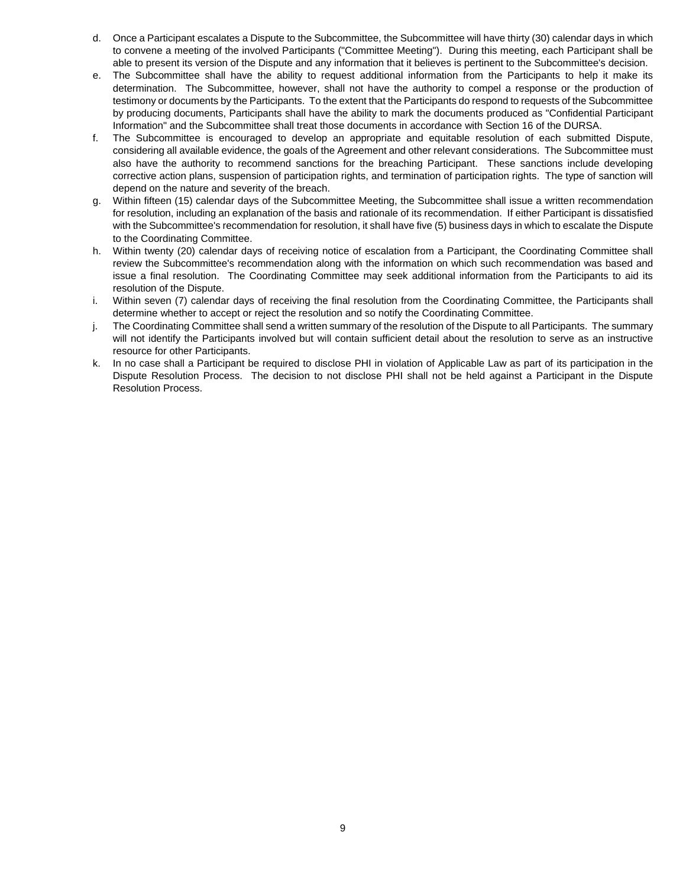d. Once a Participant escalates a Dispute to the Subcommittee, the Subcommittee will have thirty (30) calendar days in which to convene a meeting of the involved Participants ("Committee Meeting"). During this meeting, each Participant shall be able to present its version of the Dispute and any information that it believes is pertinent to the Subcommittee's decision.

e. The Subcommittee shall have the ability to request additional information from the Participants to help it make its determination. The Subcommittee, however, shall not have the authority to compel a response or the production of testimony or documents by the Participants. To the extent that the Participants do respond to requests of the Subcommittee by producing documents, Participants shall have the ability to mark the documents produced as "Confidential Participant Information" and the Subcommittee shall treat those documents in accordance with Section 16 of the DURSA.

f. The Subcommittee is encouraged to develop an appropriate and equitable resolution of each submitted Dispute, considering all available evidence, the goals of the Agreement and other relevant considerations. The Subcommittee must also have the authority to recommend sanctions for the breaching Participant. These sanctions include developing corrective action plans, suspension of participation rights, and termination of participation rights. The type of sanction will depend on the nature and severity of the breach.

g. Within fifteen (15) calendar days of the Subcommittee Meeting, the Subcommittee shall issue a written recommendation for resolution, including an explanation of the basis and rationale of its recommendation. If either Participant is dissatisfied with the Subcommittee's recommendation for resolution, it shall have five (5) business days in which to escalate the Dispute to the Coordinating Committee.

h. Within twenty (20) calendar days of receiving notice of escalation from a Participant, the Coordinating Committee shall review the Subcommittee's recommendation along with the information on which such recommendation was based and issue a final resolution. The Coordinating Committee may seek additional information from the Participants to aid its resolution of the Dispute.

i. Within seven (7) calendar days of receiving the final resolution from the Coordinating Committee, the Participants shall determine whether to accept or reject the resolution and so notify the Coordinating Committee.

j. The Coordinating Committee shall send a written summary of the resolution of the Dispute to all Participants. The summary will not identify the Participants involved but will contain sufficient detail about the resolution to serve as an instructive resource for other Participants.

k. In no case shall a Participant be required to disclose PHI in violation of Applicable Law as part of its participation in the Dispute Resolution Process. The decision to not disclose PHI shall not be held against a Participant in the Dispute Resolution Process.